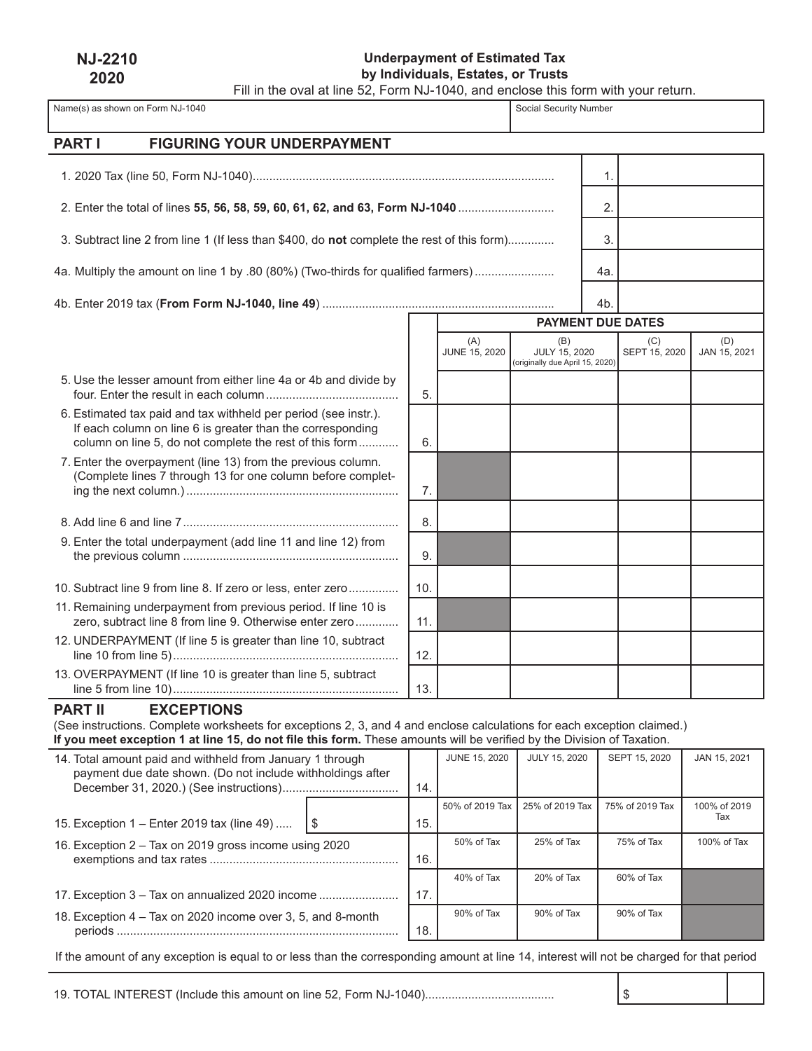**NJ-2210**
**2020**

# Underpayment of Estimated Tax by Individuals, Estates, or Trusts

Fill in the oval at line 52, Form NJ-1040, and enclose this form with your return.

| Name(s) as shown on Form NJ-1040 | Social Security Number |
|---|---|
| | |

## PART I FIGURING YOUR UNDERPAYMENT

| | | |
|---|---|---|
| 1. 2020 Tax (line 50, Form NJ-1040) | 1. | |
| 2. Enter the total of lines **55, 56, 58, 59, 60, 61, 62, and 63, Form NJ-1040** | 2. | |
| 3. Subtract line 2 from line 1 (If less than $400, do **not** complete the rest of this form) | 3. | |
| 4a. Multiply the amount on line 1 by .80 (80%) (Two-thirds for qualified farmers) | 4a. | |
| 4b. Enter 2019 tax (**From Form NJ-1040, line 49**) | 4b. | |

| | | PAYMENT DUE DATES | | | |
|---|---|---|---|---|---|
| | | (A) JUNE 15, 2020 | (B) JULY 15, 2020 (originally due April 15, 2020) | (C) SEPT 15, 2020 | (D) JAN 15, 2021 |
| 5. Use the lesser amount from either line 4a or 4b and divide by four. Enter the result in each column | 5. | | | | |
| 6. Estimated tax paid and tax withheld per period (see instr.). If each column on line 6 is greater than the corresponding column on line 5, do not complete the rest of this form | 6. | | | | |
| 7. Enter the overpayment (line 13) from the previous column. (Complete lines 7 through 13 for one column before completing the next column.) | 7. | | | | |
| 8. Add line 6 and line 7 | 8. | | | | |
| 9. Enter the total underpayment (add line 11 and line 12) from the previous column | 9. | | | | |
| 10. Subtract line 9 from line 8. If zero or less, enter zero | 10. | | | | |
| 11. Remaining underpayment from previous period. If line 10 is zero, subtract line 8 from line 9. Otherwise enter zero | 11. | | | | |
| 12. UNDERPAYMENT (If line 5 is greater than line 10, subtract line 10 from line 5) | 12. | | | | |
| 13. OVERPAYMENT (If line 10 is greater than line 5, subtract line 5 from line 10) | 13. | | | | |

## PART II EXCEPTIONS

(See instructions. Complete worksheets for exceptions 2, 3, and 4 and enclose calculations for each exception claimed.)
**If you meet exception 1 at line 15, do not file this form.** These amounts will be verified by the Division of Taxation.

| | | JUNE 15, 2020 | JULY 15, 2020 | SEPT 15, 2020 | JAN 15, 2021 |
|---|---|---|---|---|---|
| 14. Total amount paid and withheld from January 1 through payment due date shown. (Do not include withholdings after December 31, 2020.) (See instructions) | 14. | | | | |
| 15. Exception 1 – Enter 2019 tax (line 49) $ | 15. | 50% of 2019 Tax | 25% of 2019 Tax | 75% of 2019 Tax | 100% of 2019 Tax |
| 16. Exception 2 – Tax on 2019 gross income using 2020 exemptions and tax rates | 16. | 50% of Tax | 25% of Tax | 75% of Tax | 100% of Tax |
| 17. Exception 3 – Tax on annualized 2020 income | 17. | 40% of Tax | 20% of Tax | 60% of Tax | |
| 18. Exception 4 – Tax on 2020 income over 3, 5, and 8-month periods | 18. | 90% of Tax | 90% of Tax | 90% of Tax | |

If the amount of any exception is equal to or less than the corresponding amount at line 14, interest will not be charged for that period

19. TOTAL INTEREST (Include this amount on line 52, Form NJ-1040) $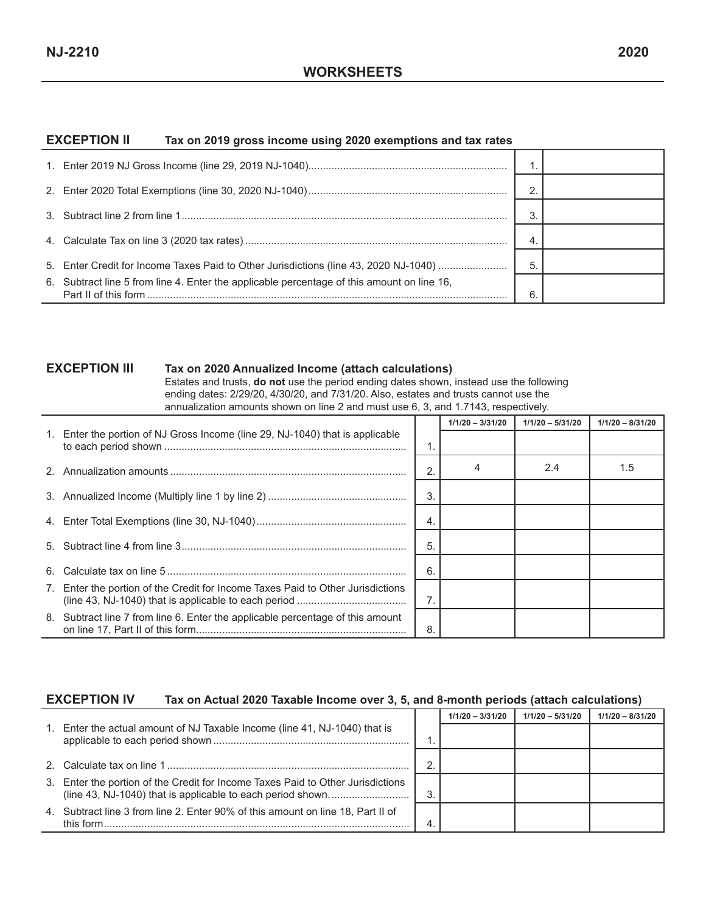# NJ-2210 — 2020

## WORKSHEETS

### EXCEPTION II — Tax on 2019 gross income using 2020 exemptions and tax rates

| | | |
|---|---|---|
| 1. Enter 2019 NJ Gross Income (line 29, 2019 NJ-1040) | 1. | |
| 2. Enter 2020 Total Exemptions (line 30, 2020 NJ-1040) | 2. | |
| 3. Subtract line 2 from line 1 | 3. | |
| 4. Calculate Tax on line 3 (2020 tax rates) | 4. | |
| 5. Enter Credit for Income Taxes Paid to Other Jurisdictions (line 43, 2020 NJ-1040) | 5. | |
| 6. Subtract line 5 from line 4. Enter the applicable percentage of this amount on line 16, Part II of this form | 6. | |

### EXCEPTION III — Tax on 2020 Annualized Income (attach calculations)

Estates and trusts, **do not** use the period ending dates shown, instead use the following ending dates: 2/29/20, 4/30/20, and 7/31/20. Also, estates and trusts cannot use the annualization amounts shown on line 2 and must use 6, 3, and 1.7143, respectively.

| | | 1/1/20 – 3/31/20 | 1/1/20 – 5/31/20 | 1/1/20 – 8/31/20 |
|---|---|---|---|---|
| 1. Enter the portion of NJ Gross Income (line 29, NJ-1040) that is applicable to each period shown | 1. | | | |
| 2. Annualization amounts | 2. | 4 | 2.4 | 1.5 |
| 3. Annualized Income (Multiply line 1 by line 2) | 3. | | | |
| 4. Enter Total Exemptions (line 30, NJ-1040) | 4. | | | |
| 5. Subtract line 4 from line 3 | 5. | | | |
| 6. Calculate tax on line 5 | 6. | | | |
| 7. Enter the portion of the Credit for Income Taxes Paid to Other Jurisdictions (line 43, NJ-1040) that is applicable to each period | 7. | | | |
| 8. Subtract line 7 from line 6. Enter the applicable percentage of this amount on line 17, Part II of this form | 8. | | | |

### EXCEPTION IV — Tax on Actual 2020 Taxable Income over 3, 5, and 8-month periods (attach calculations)

| | | 1/1/20 – 3/31/20 | 1/1/20 – 5/31/20 | 1/1/20 – 8/31/20 |
|---|---|---|---|---|
| 1. Enter the actual amount of NJ Taxable Income (line 41, NJ-1040) that is applicable to each period shown | 1. | | | |
| 2. Calculate tax on line 1 | 2. | | | |
| 3. Enter the portion of the Credit for Income Taxes Paid to Other Jurisdictions (line 43, NJ-1040) that is applicable to each period shown. | 3. | | | |
| 4. Subtract line 3 from line 2. Enter 90% of this amount on line 18, Part II of this form | 4. | | | |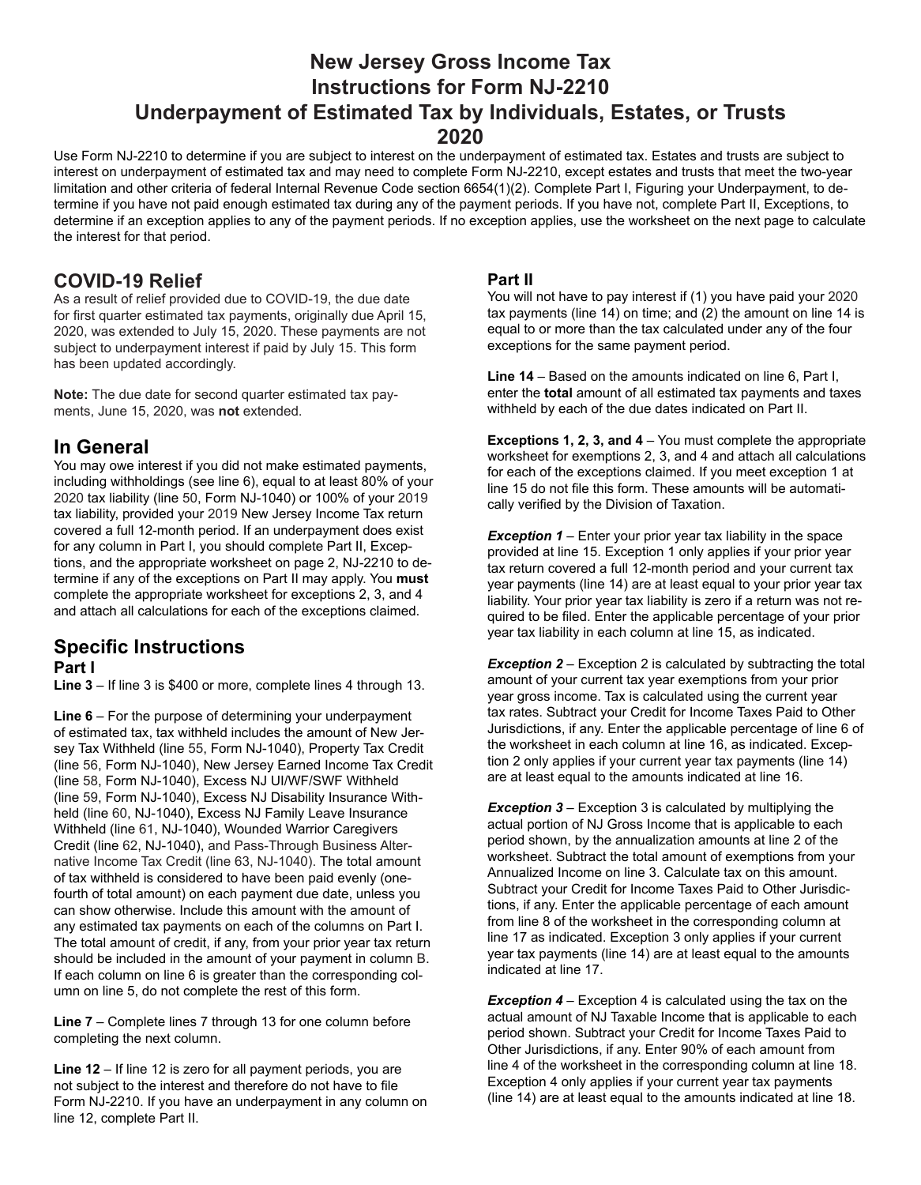# New Jersey Gross Income Tax Instructions for Form NJ-2210 Underpayment of Estimated Tax by Individuals, Estates, or Trusts 2020

Use Form NJ-2210 to determine if you are subject to interest on the underpayment of estimated tax. Estates and trusts are subject to interest on underpayment of estimated tax and may need to complete Form NJ-2210, except estates and trusts that meet the two-year limitation and other criteria of federal Internal Revenue Code section 6654(1)(2). Complete Part I, Figuring your Underpayment, to determine if you have not paid enough estimated tax during any of the payment periods. If you have not, complete Part II, Exceptions, to determine if an exception applies to any of the payment periods. If no exception applies, use the worksheet on the next page to calculate the interest for that period.

## COVID-19 Relief

As a result of relief provided due to COVID-19, the due date for first quarter estimated tax payments, originally due April 15, 2020, was extended to July 15, 2020. These payments are not subject to underpayment interest if paid by July 15. This form has been updated accordingly.

**Note:** The due date for second quarter estimated tax payments, June 15, 2020, was **not** extended.

## In General

You may owe interest if you did not make estimated payments, including withholdings (see line 6), equal to at least 80% of your 2020 tax liability (line 50, Form NJ-1040) or 100% of your 2019 tax liability, provided your 2019 New Jersey Income Tax return covered a full 12-month period. If an underpayment does exist for any column in Part I, you should complete Part II, Exceptions, and the appropriate worksheet on page 2, NJ-2210 to determine if any of the exceptions on Part II may apply. You **must** complete the appropriate worksheet for exceptions 2, 3, and 4 and attach all calculations for each of the exceptions claimed.

## Specific Instructions

### Part I

**Line 3** – If line 3 is $400 or more, complete lines 4 through 13.

**Line 6** – For the purpose of determining your underpayment of estimated tax, tax withheld includes the amount of New Jersey Tax Withheld (line 55, Form NJ-1040), Property Tax Credit (line 56, Form NJ-1040), New Jersey Earned Income Tax Credit (line 58, Form NJ-1040), Excess NJ UI/WF/SWF Withheld (line 59, Form NJ-1040), Excess NJ Disability Insurance Withheld (line 60, NJ-1040), Excess NJ Family Leave Insurance Withheld (line 61, NJ-1040), Wounded Warrior Caregivers Credit (line 62, NJ-1040), and Pass-Through Business Alternative Income Tax Credit (line 63, NJ-1040). The total amount of tax withheld is considered to have been paid evenly (one-fourth of total amount) on each payment due date, unless you can show otherwise. Include this amount with the amount of any estimated tax payments on each of the columns on Part I. The total amount of credit, if any, from your prior year tax return should be included in the amount of your payment in column B. If each column on line 6 is greater than the corresponding column on line 5, do not complete the rest of this form.

**Line 7** – Complete lines 7 through 13 for one column before completing the next column.

**Line 12** – If line 12 is zero for all payment periods, you are not subject to the interest and therefore do not have to file Form NJ-2210. If you have an underpayment in any column on line 12, complete Part II.

### Part II

You will not have to pay interest if (1) you have paid your 2020 tax payments (line 14) on time; and (2) the amount on line 14 is equal to or more than the tax calculated under any of the four exceptions for the same payment period.

**Line 14** – Based on the amounts indicated on line 6, Part I, enter the **total** amount of all estimated tax payments and taxes withheld by each of the due dates indicated on Part II.

**Exceptions 1, 2, 3, and 4** – You must complete the appropriate worksheet for exemptions 2, 3, and 4 and attach all calculations for each of the exceptions claimed. If you meet exception 1 at line 15 do not file this form. These amounts will be automatically verified by the Division of Taxation.

***Exception 1*** – Enter your prior year tax liability in the space provided at line 15. Exception 1 only applies if your prior year tax return covered a full 12-month period and your current tax year payments (line 14) are at least equal to your prior year tax liability. Your prior year tax liability is zero if a return was not required to be filed. Enter the applicable percentage of your prior year tax liability in each column at line 15, as indicated.

***Exception 2*** – Exception 2 is calculated by subtracting the total amount of your current tax year exemptions from your prior year gross income. Tax is calculated using the current year tax rates. Subtract your Credit for Income Taxes Paid to Other Jurisdictions, if any. Enter the applicable percentage of line 6 of the worksheet in each column at line 16, as indicated. Exception 2 only applies if your current year tax payments (line 14) are at least equal to the amounts indicated at line 16.

***Exception 3*** – Exception 3 is calculated by multiplying the actual portion of NJ Gross Income that is applicable to each period shown, by the annualization amounts at line 2 of the worksheet. Subtract the total amount of exemptions from your Annualized Income on line 3. Calculate tax on this amount. Subtract your Credit for Income Taxes Paid to Other Jurisdictions, if any. Enter the applicable percentage of each amount from line 8 of the worksheet in the corresponding column at line 17 as indicated. Exception 3 only applies if your current year tax payments (line 14) are at least equal to the amounts indicated at line 17.

***Exception 4*** – Exception 4 is calculated using the tax on the actual amount of NJ Taxable Income that is applicable to each period shown. Subtract your Credit for Income Taxes Paid to Other Jurisdictions, if any. Enter 90% of each amount from line 4 of the worksheet in the corresponding column at line 18. Exception 4 only applies if your current year tax payments (line 14) are at least equal to the amounts indicated at line 18.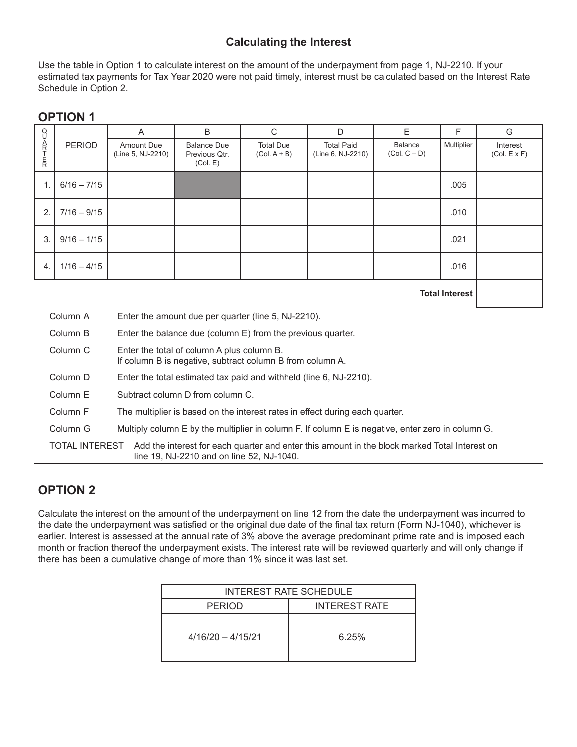## Calculating the Interest

Use the table in Option 1 to calculate interest on the amount of the underpayment from page 1, NJ-2210. If your estimated tax payments for Tax Year 2020 were not paid timely, interest must be calculated based on the Interest Rate Schedule in Option 2.

## OPTION 1

| QUARTER | PERIOD | A<br>Amount Due (Line 5, NJ-2210) | B<br>Balance Due Previous Qtr. (Col. E) | C<br>Total Due (Col. A + B) | D<br>Total Paid (Line 6, NJ-2210) | E<br>Balance (Col. C – D) | F<br>Multiplier | G<br>Interest (Col. E x F) |
|---|---|---|---|---|---|---|---|---|
| 1. | 6/16 – 7/15 | | | | | | .005 | |
| 2. | 7/16 – 9/15 | | | | | | .010 | |
| 3. | 9/16 – 1/15 | | | | | | .021 | |
| 4. | 1/16 – 4/15 | | | | | | .016 | |
| | | | | | | | **Total Interest** | |

| | |
|---|---|
| Column A | Enter the amount due per quarter (line 5, NJ-2210). |
| Column B | Enter the balance due (column E) from the previous quarter. |
| Column C | Enter the total of column A plus column B. If column B is negative, subtract column B from column A. |
| Column D | Enter the total estimated tax paid and withheld (line 6, NJ-2210). |
| Column E | Subtract column D from column C. |
| Column F | The multiplier is based on the interest rates in effect during each quarter. |
| Column G | Multiply column E by the multiplier in column F. If column E is negative, enter zero in column G. |
| TOTAL INTEREST | Add the interest for each quarter and enter this amount in the block marked Total Interest on line 19, NJ-2210 and on line 52, NJ-1040. |

## OPTION 2

Calculate the interest on the amount of the underpayment on line 12 from the date the underpayment was incurred to the date the underpayment was satisfied or the original due date of the final tax return (Form NJ-1040), whichever is earlier. Interest is assessed at the annual rate of 3% above the average predominant prime rate and is imposed each month or fraction thereof the underpayment exists. The interest rate will be reviewed quarterly and will only change if there has been a cumulative change of more than 1% since it was last set.

| INTEREST RATE SCHEDULE | |
|---|---|
| PERIOD | INTEREST RATE |
| 4/16/20 – 4/15/21 | 6.25% |